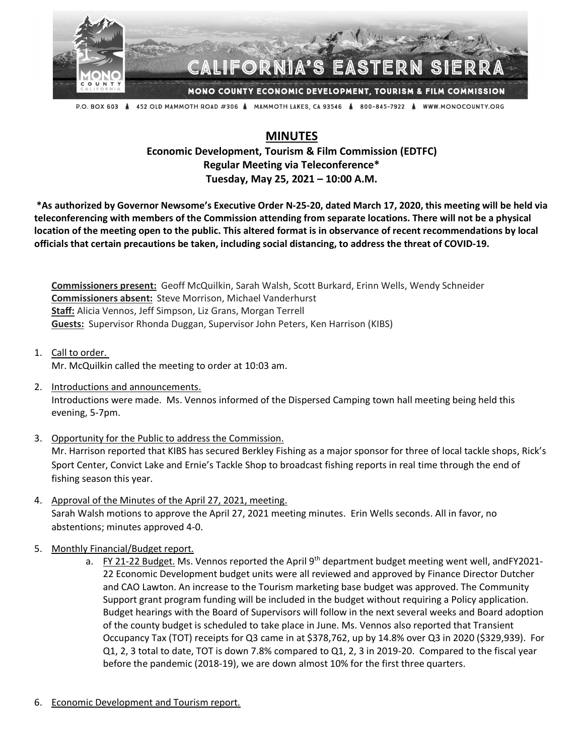CALIFORNIA'S EASTERN SIERRA

MONO COUNTY ECONOMIC DEVELOPMENT, TOURISM & FILM COMMISSION

P.O. BOX 603 ▲ 452 OLD MAMMOTH ROAD #306 ▲ MAMMOTH LAKES, CA 93546 ▲ 800-845-7922 ▲ WWW.MONOCOUNTY.ORG

# MINUTES

## Economic Development, Tourism & Film Commission (EDTFC)
## Regular Meeting via Teleconference*
## Tuesday, May 25, 2021 – 10:00 A.M.

**\*As authorized by Governor Newsome's Executive Order N-25-20, dated March 17, 2020, this meeting will be held via teleconferencing with members of the Commission attending from separate locations. There will not be a physical location of the meeting open to the public. This altered format is in observance of recent recommendations by local officials that certain precautions be taken, including social distancing, to address the threat of COVID-19.**

**Commissioners present:** Geoff McQuilkin, Sarah Walsh, Scott Burkard, Erinn Wells, Wendy Schneider
**Commissioners absent:** Steve Morrison, Michael Vanderhurst
**Staff:** Alicia Vennos, Jeff Simpson, Liz Grans, Morgan Terrell
**Guests:** Supervisor Rhonda Duggan, Supervisor John Peters, Ken Harrison (KIBS)

1. Call to order.
   Mr. McQuilkin called the meeting to order at 10:03 am.

2. Introductions and announcements.
   Introductions were made. Ms. Vennos informed of the Dispersed Camping town hall meeting being held this evening, 5-7pm.

3. Opportunity for the Public to address the Commission.
   Mr. Harrison reported that KIBS has secured Berkley Fishing as a major sponsor for three of local tackle shops, Rick's Sport Center, Convict Lake and Ernie's Tackle Shop to broadcast fishing reports in real time through the end of fishing season this year.

4. Approval of the Minutes of the April 27, 2021, meeting.
   Sarah Walsh motions to approve the April 27, 2021 meeting minutes. Erin Wells seconds. All in favor, no abstentions; minutes approved 4-0.

5. Monthly Financial/Budget report.
   a. FY 21-22 Budget. Ms. Vennos reported the April 9th department budget meeting went well, andFY2021-22 Economic Development budget units were all reviewed and approved by Finance Director Dutcher and CAO Lawton. An increase to the Tourism marketing base budget was approved. The Community Support grant program funding will be included in the budget without requiring a Policy application. Budget hearings with the Board of Supervisors will follow in the next several weeks and Board adoption of the county budget is scheduled to take place in June. Ms. Vennos also reported that Transient Occupancy Tax (TOT) receipts for Q3 came in at $378,762, up by 14.8% over Q3 in 2020 ($329,939). For Q1, 2, 3 total to date, TOT is down 7.8% compared to Q1, 2, 3 in 2019-20. Compared to the fiscal year before the pandemic (2018-19), we are down almost 10% for the first three quarters.

6. Economic Development and Tourism report.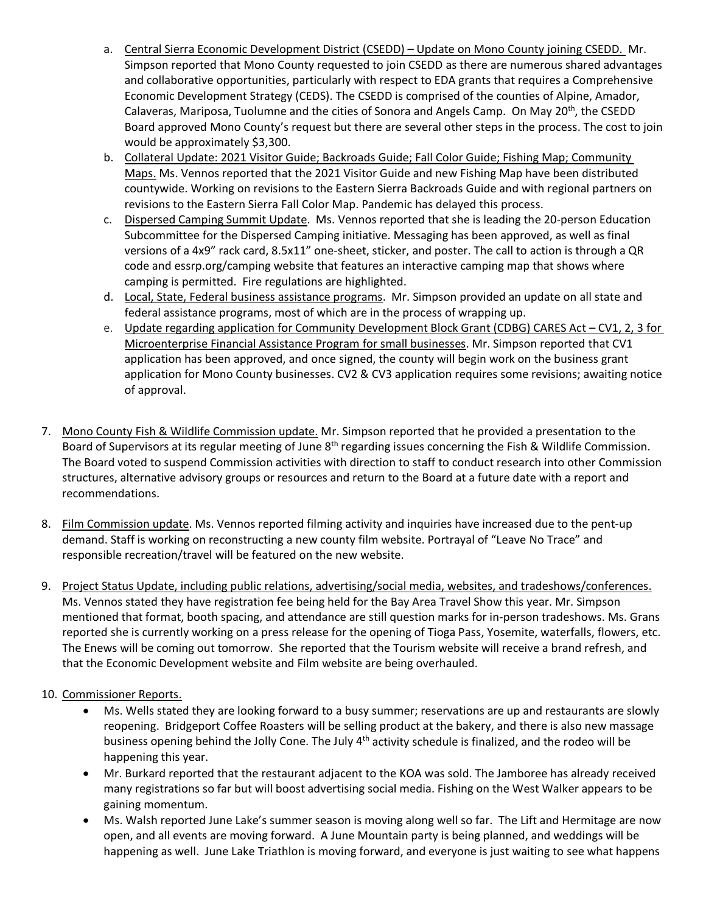a. Central Sierra Economic Development District (CSEDD) – Update on Mono County joining CSEDD. Mr. Simpson reported that Mono County requested to join CSEDD as there are numerous shared advantages and collaborative opportunities, particularly with respect to EDA grants that requires a Comprehensive Economic Development Strategy (CEDS). The CSEDD is comprised of the counties of Alpine, Amador, Calaveras, Mariposa, Tuolumne and the cities of Sonora and Angels Camp. On May 20th, the CSEDD Board approved Mono County's request but there are several other steps in the process. The cost to join would be approximately $3,300.

b. Collateral Update: 2021 Visitor Guide; Backroads Guide; Fall Color Guide; Fishing Map; Community Maps. Ms. Vennos reported that the 2021 Visitor Guide and new Fishing Map have been distributed countywide. Working on revisions to the Eastern Sierra Backroads Guide and with regional partners on revisions to the Eastern Sierra Fall Color Map. Pandemic has delayed this process.

c. Dispersed Camping Summit Update. Ms. Vennos reported that she is leading the 20-person Education Subcommittee for the Dispersed Camping initiative. Messaging has been approved, as well as final versions of a 4x9" rack card, 8.5x11" one-sheet, sticker, and poster. The call to action is through a QR code and essrp.org/camping website that features an interactive camping map that shows where camping is permitted. Fire regulations are highlighted.

d. Local, State, Federal business assistance programs. Mr. Simpson provided an update on all state and federal assistance programs, most of which are in the process of wrapping up.

e. Update regarding application for Community Development Block Grant (CDBG) CARES Act – CV1, 2, 3 for Microenterprise Financial Assistance Program for small businesses. Mr. Simpson reported that CV1 application has been approved, and once signed, the county will begin work on the business grant application for Mono County businesses. CV2 & CV3 application requires some revisions; awaiting notice of approval.

7. Mono County Fish & Wildlife Commission update. Mr. Simpson reported that he provided a presentation to the Board of Supervisors at its regular meeting of June 8th regarding issues concerning the Fish & Wildlife Commission. The Board voted to suspend Commission activities with direction to staff to conduct research into other Commission structures, alternative advisory groups or resources and return to the Board at a future date with a report and recommendations.

8. Film Commission update. Ms. Vennos reported filming activity and inquiries have increased due to the pent-up demand. Staff is working on reconstructing a new county film website. Portrayal of "Leave No Trace" and responsible recreation/travel will be featured on the new website.

9. Project Status Update, including public relations, advertising/social media, websites, and tradeshows/conferences. Ms. Vennos stated they have registration fee being held for the Bay Area Travel Show this year. Mr. Simpson mentioned that format, booth spacing, and attendance are still question marks for in-person tradeshows. Ms. Grans reported she is currently working on a press release for the opening of Tioga Pass, Yosemite, waterfalls, flowers, etc. The Enews will be coming out tomorrow. She reported that the Tourism website will receive a brand refresh, and that the Economic Development website and Film website are being overhauled.

10. Commissioner Reports.
    - Ms. Wells stated they are looking forward to a busy summer; reservations are up and restaurants are slowly reopening. Bridgeport Coffee Roasters will be selling product at the bakery, and there is also new massage business opening behind the Jolly Cone. The July 4th activity schedule is finalized, and the rodeo will be happening this year.
    - Mr. Burkard reported that the restaurant adjacent to the KOA was sold. The Jamboree has already received many registrations so far but will boost advertising social media. Fishing on the West Walker appears to be gaining momentum.
    - Ms. Walsh reported June Lake's summer season is moving along well so far. The Lift and Hermitage are now open, and all events are moving forward. A June Mountain party is being planned, and weddings will be happening as well. June Lake Triathlon is moving forward, and everyone is just waiting to see what happens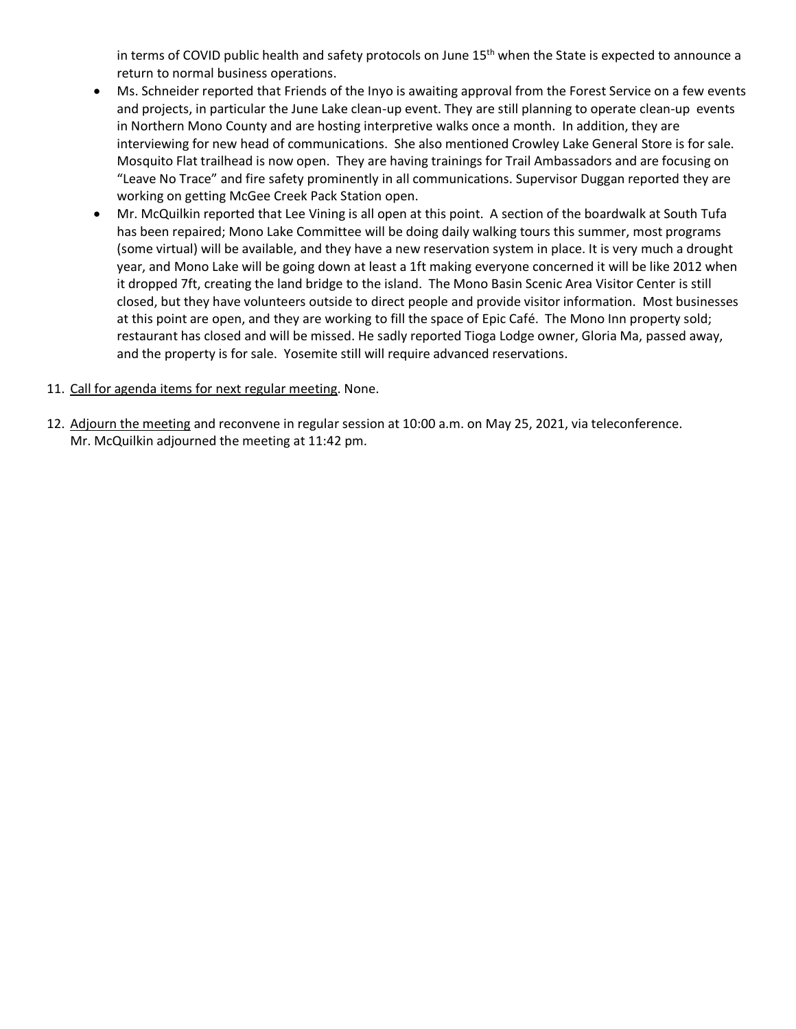in terms of COVID public health and safety protocols on June 15th when the State is expected to announce a return to normal business operations.

- Ms. Schneider reported that Friends of the Inyo is awaiting approval from the Forest Service on a few events and projects, in particular the June Lake clean-up event. They are still planning to operate clean-up events in Northern Mono County and are hosting interpretive walks once a month. In addition, they are interviewing for new head of communications. She also mentioned Crowley Lake General Store is for sale. Mosquito Flat trailhead is now open. They are having trainings for Trail Ambassadors and are focusing on "Leave No Trace" and fire safety prominently in all communications. Supervisor Duggan reported they are working on getting McGee Creek Pack Station open.
- Mr. McQuilkin reported that Lee Vining is all open at this point. A section of the boardwalk at South Tufa has been repaired; Mono Lake Committee will be doing daily walking tours this summer, most programs (some virtual) will be available, and they have a new reservation system in place. It is very much a drought year, and Mono Lake will be going down at least a 1ft making everyone concerned it will be like 2012 when it dropped 7ft, creating the land bridge to the island. The Mono Basin Scenic Area Visitor Center is still closed, but they have volunteers outside to direct people and provide visitor information. Most businesses at this point are open, and they are working to fill the space of Epic Café. The Mono Inn property sold; restaurant has closed and will be missed. He sadly reported Tioga Lodge owner, Gloria Ma, passed away, and the property is for sale. Yosemite still will require advanced reservations.

11. Call for agenda items for next regular meeting. None.

12. Adjourn the meeting and reconvene in regular session at 10:00 a.m. on May 25, 2021, via teleconference. Mr. McQuilkin adjourned the meeting at 11:42 pm.